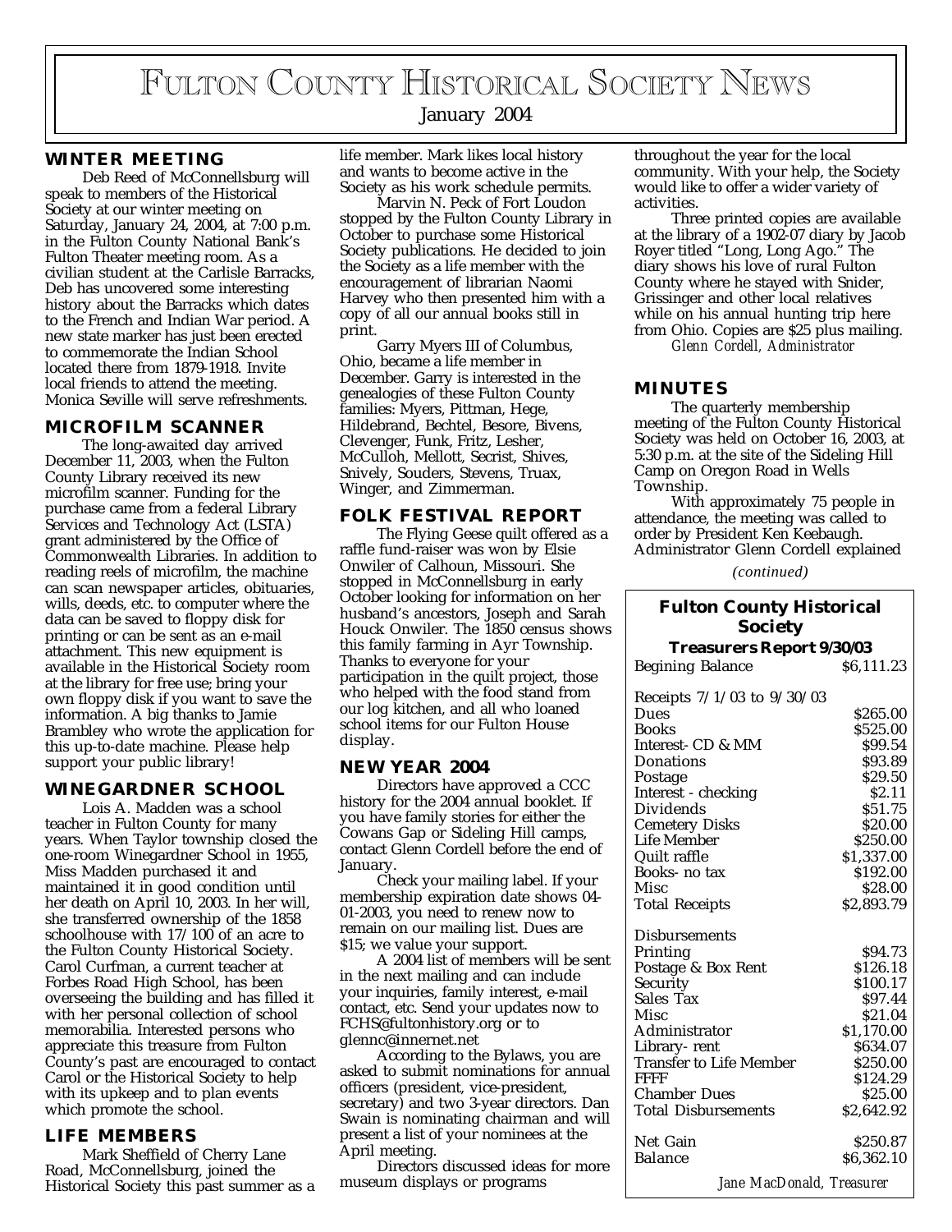# Fulton County Historical Society News

January 2004

## WINTER MEETING

Deb Reed of McConnellsburg will speak to members of the Historical Society at our winter meeting on Saturday, January 24, 2004, at 7:00 p.m. in the Fulton County National Bank's Fulton Theater meeting room. As a civilian student at the Carlisle Barracks, Deb has uncovered some interesting history about the Barracks which dates to the French and Indian War period. A new state marker has just been erected to commemorate the Indian School located there from 1879-1918. Invite local friends to attend the meeting. Monica Seville will serve refreshments.

## MICROFILM SCANNER

The long-awaited day arrived December 11, 2003, when the Fulton County Library received its new microfilm scanner. Funding for the purchase came from a federal Library Services and Technology Act (LSTA) grant administered by the Office of Commonwealth Libraries. In addition to reading reels of microfilm, the machine can scan newspaper articles, obituaries, wills, deeds, etc. to computer where the data can be saved to floppy disk for printing or can be sent as an e-mail attachment. This new equipment is available in the Historical Society room at the library for free use; bring your own floppy disk if you want to save the information. A big thanks to Jamie Brambley who wrote the application for this up-to-date machine. Please help support your public library!

## WINEGARDNER SCHOOL

Lois A. Madden was a school teacher in Fulton County for many years. When Taylor township closed the one-room Winegardner School in 1955, Miss Madden purchased it and maintained it in good condition until her death on April 10, 2003. In her will, she transferred ownership of the 1858 schoolhouse with 17/100 of an acre to the Fulton County Historical Society. Carol Curfman, a current teacher at Forbes Road High School, has been overseeing the building and has filled it with her personal collection of school memorabilia. Interested persons who appreciate this treasure from Fulton County's past are encouraged to contact Carol or the Historical Society to help with its upkeep and to plan events which promote the school.

## LIFE MEMBERS

Mark Sheffield of Cherry Lane Road, McConnellsburg, joined the Historical Society this past summer as a life member. Mark likes local history and wants to become active in the Society as his work schedule permits.

Marvin N. Peck of Fort Loudon stopped by the Fulton County Library in October to purchase some Historical Society publications. He decided to join the Society as a life member with the encouragement of librarian Naomi Harvey who then presented him with a copy of all our annual books still in print.

Garry Myers III of Columbus, Ohio, became a life member in December. Garry is interested in the genealogies of these Fulton County families: Myers, Pittman, Hege, Hildebrand, Bechtel, Besore, Bivens, Clevenger, Funk, Fritz, Lesher, McCulloh, Mellott, Secrist, Shives, Snively, Souders, Stevens, Truax, Winger, and Zimmerman.

## FOLK FESTIVAL REPORT

The Flying Geese quilt offered as a raffle fund-raiser was won by Elsie Onwiler of Calhoun, Missouri. She stopped in McConnellsburg in early October looking for information on her husband's ancestors, Joseph and Sarah Houck Onwiler. The 1850 census shows this family farming in Ayr Township. Thanks to everyone for your participation in the quilt project, those who helped with the food stand from our log kitchen, and all who loaned school items for our Fulton House display.

## NEW YEAR 2004

Directors have approved a CCC history for the 2004 annual booklet. If you have family stories for either the Cowans Gap or Sideling Hill camps, contact Glenn Cordell before the end of January.

Check your mailing label. If your membership expiration date shows 04-01-2003, you need to renew now to remain on our mailing list. Dues are $15; we value your support.

A 2004 list of members will be sent in the next mailing and can include your inquiries, family interest, e-mail contact, etc. Send your updates now to FCHS@fultonhistory.org or to glennc@innernet.net

According to the Bylaws, you are asked to submit nominations for annual officers (president, vice-president, secretary) and two 3-year directors. Dan Swain is nominating chairman and will present a list of your nominees at the April meeting.

Directors discussed ideas for more museum displays or programs throughout the year for the local community. With your help, the Society would like to offer a wider variety of activities.

Three printed copies are available at the library of a 1902-07 diary by Jacob Royer titled "Long, Long Ago." The diary shows his love of rural Fulton County where he stayed with Snider, Grissinger and other local relatives while on his annual hunting trip here from Ohio. Copies are $25 plus mailing.

*Glenn Cordell, Administrator*

## MINUTES

The quarterly membership meeting of the Fulton County Historical Society was held on October 16, 2003, at 5:30 p.m. at the site of the Sideling Hill Camp on Oregon Road in Wells Township.

With approximately 75 people in attendance, the meeting was called to order by President Ken Keebaugh. Administrator Glenn Cordell explained

*(continued)*

### Fulton County Historical Society
### Treasurers Report 9/30/03

| | |
|---|---|
| Begining Balance | $6,111.23 |
| **Receipts 7/1/03 to 9/30/03** | |
| Dues | $265.00 |
| Books | $525.00 |
| Interest- CD & MM | $99.54 |
| Donations | $93.89 |
| Postage | $29.50 |
| Interest - checking | $2.11 |
| Dividends | $51.75 |
| Cemetery Disks | $20.00 |
| Life Member | $250.00 |
| Quilt raffle | $1,337.00 |
| Books- no tax | $192.00 |
| Misc | $28.00 |
| Total Receipts | $2,893.79 |
| **Disbursements** | |
| Printing | $94.73 |
| Postage & Box Rent | $126.18 |
| Security | $100.17 |
| Sales Tax | $97.44 |
| Misc | $21.04 |
| Administrator | $1,170.00 |
| Library- rent | $634.07 |
| Transfer to Life Member | $250.00 |
| FFFF | $124.29 |
| Chamber Dues | $25.00 |
| Total Disbursements | $2,642.92 |
| Net Gain | $250.87 |
| Balance | $6,362.10 |

*Jane MacDonald, Treasurer*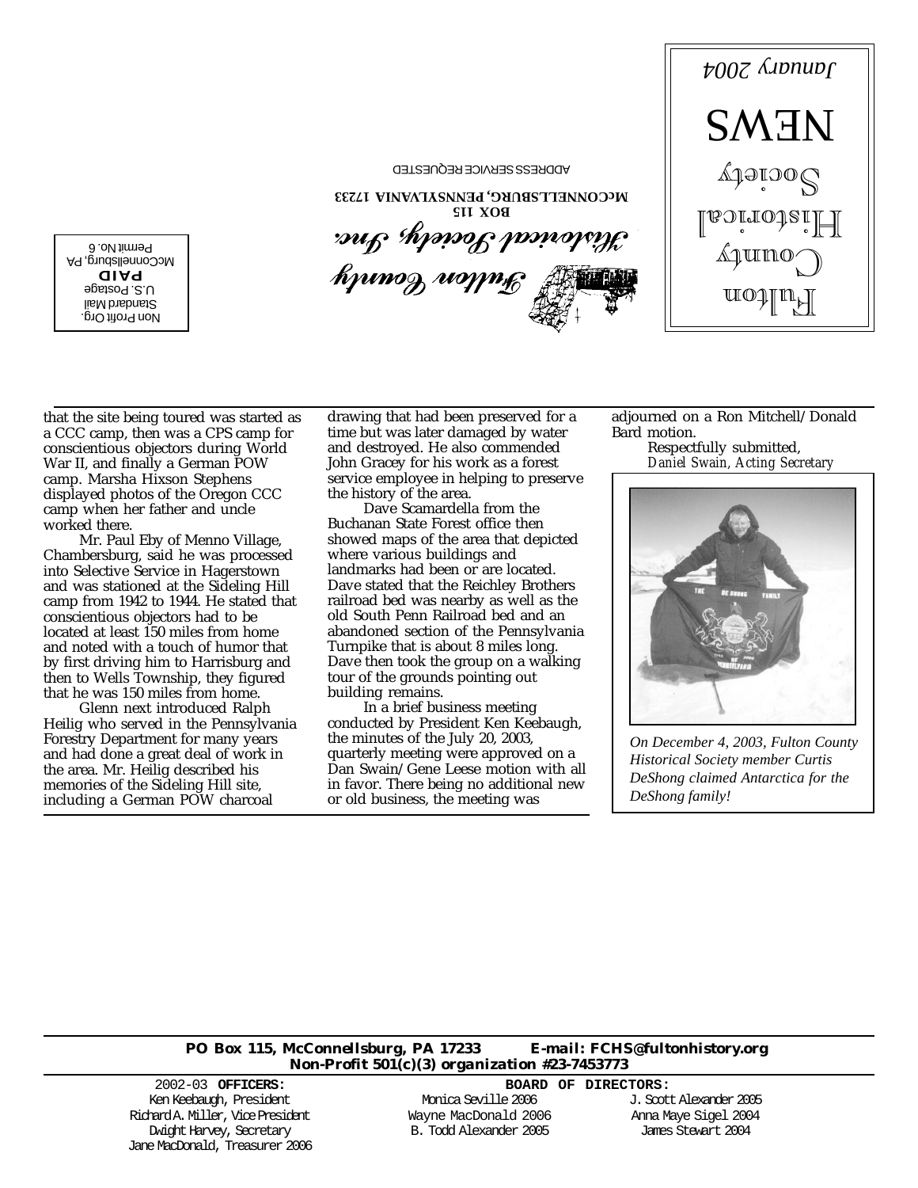Fulton County Historical Society NEWS

January 2004

Fulton County Historical Society, Inc.
BOX 115
McCONNELLSBURG, PENNSYLVANIA 17233

ADDRESS SERVICE REQUESTED

Non Profit Org.
Standard Mail
U.S. Postage
**PAID**
McConnellsburg, PA
Permit No. 6

that the site being toured was started as a CCC camp, then was a CPS camp for conscientious objectors during World War II, and finally a German POW camp. Marsha Hixson Stephens displayed photos of the Oregon CCC camp when her father and uncle worked there.

Mr. Paul Eby of Menno Village, Chambersburg, said he was processed into Selective Service in Hagerstown and was stationed at the Sideling Hill camp from 1942 to 1944. He stated that conscientious objectors had to be located at least 150 miles from home and noted with a touch of humor that by first driving him to Harrisburg and then to Wells Township, they figured that he was 150 miles from home.

Glenn next introduced Ralph Heilig who served in the Pennsylvania Forestry Department for many years and had done a great deal of work in the area. Mr. Heilig described his memories of the Sideling Hill site, including a German POW charcoal drawing that had been preserved for a time but was later damaged by water and destroyed. He also commended John Gracey for his work as a forest service employee in helping to preserve the history of the area.

Dave Scamardella from the Buchanan State Forest office then showed maps of the area that depicted where various buildings and landmarks had been or are located. Dave stated that the Reichley Brothers railroad bed was nearby as well as the old South Penn Railroad bed and an abandoned section of the Pennsylvania Turnpike that is about 8 miles long. Dave then took the group on a walking tour of the grounds pointing out building remains.

In a brief business meeting conducted by President Ken Keebaugh, the minutes of the July 20, 2003, quarterly meeting were approved on a Dan Swain/Gene Leese motion with all in favor. There being no additional new or old business, the meeting was adjourned on a Ron Mitchell/Donald Bard motion.

Respectfully submitted,
*Daniel Swain, Acting Secretary*

*On December 4, 2003, Fulton County Historical Society member Curtis DeShong claimed Antarctica for the DeShong family!*

**PO Box 115, McConnellsburg, PA 17233** **E-mail: FCHS@fultonhistory.org**
**Non-Profit 501(c)(3) organization #23-7453773**

| 2002-03 **OFFICERS:** | **BOARD OF DIRECTORS:** | |
|---|---|---|
| Ken Keebaugh, President | Monica Seville 2006 | J. Scott Alexander 2005 |
| Richard A. Miller, Vice President | Wayne MacDonald 2006 | Anna Maye Sigel 2004 |
| Dwight Harvey, Secretary | B. Todd Alexander 2005 | James Stewart 2004 |
| Jane MacDonald, Treasurer 2006 | | |